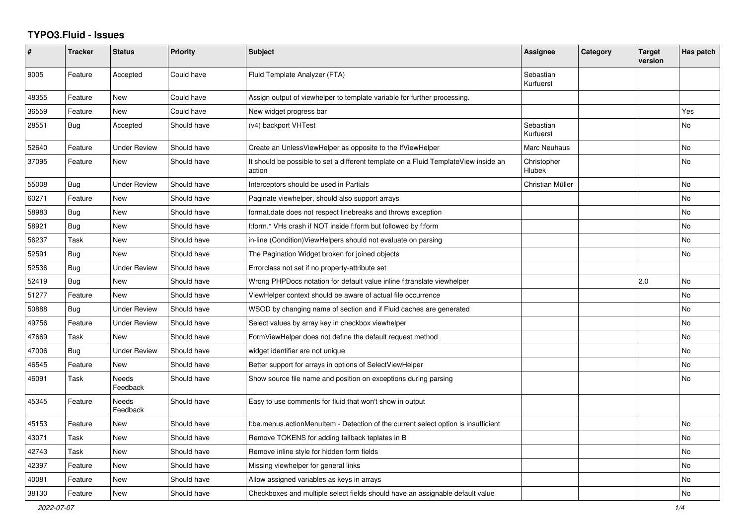# TYPO3.Fluid - Issues

| # | Tracker | Status | Priority | Subject | Assignee | Category | Target version | Has patch |
|---|---|---|---|---|---|---|---|---|
| 9005 | Feature | Accepted | Could have | Fluid Template Analyzer (FTA) | Sebastian Kurfuerst | | | |
| 48355 | Feature | New | Could have | Assign output of viewhelper to template variable for further processing. | | | | |
| 36559 | Feature | New | Could have | New widget progress bar | | | | Yes |
| 28551 | Bug | Accepted | Should have | (v4) backport VHTest | Sebastian Kurfuerst | | | No |
| 52640 | Feature | Under Review | Should have | Create an UnlessViewHelper as opposite to the IfViewHelper | Marc Neuhaus | | | No |
| 37095 | Feature | New | Should have | It should be possible to set a different template on a Fluid TemplateView inside an action | Christopher Hlubek | | | No |
| 55008 | Bug | Under Review | Should have | Interceptors should be used in Partials | Christian Müller | | | No |
| 60271 | Feature | New | Should have | Paginate viewhelper, should also support arrays | | | | No |
| 58983 | Bug | New | Should have | format.date does not respect linebreaks and throws exception | | | | No |
| 58921 | Bug | New | Should have | f:form.* VHs crash if NOT inside f:form but followed by f:form | | | | No |
| 56237 | Task | New | Should have | in-line (Condition)ViewHelpers should not evaluate on parsing | | | | No |
| 52591 | Bug | New | Should have | The Pagination Widget broken for joined objects | | | | No |
| 52536 | Bug | Under Review | Should have | Errorclass not set if no property-attribute set | | | | |
| 52419 | Bug | New | Should have | Wrong PHPDocs notation for default value inline f:translate viewhelper | | | 2.0 | No |
| 51277 | Feature | New | Should have | ViewHelper context should be aware of actual file occurrence | | | | No |
| 50888 | Bug | Under Review | Should have | WSOD by changing name of section and if Fluid caches are generated | | | | No |
| 49756 | Feature | Under Review | Should have | Select values by array key in checkbox viewhelper | | | | No |
| 47669 | Task | New | Should have | FormViewHelper does not define the default request method | | | | No |
| 47006 | Bug | Under Review | Should have | widget identifier are not unique | | | | No |
| 46545 | Feature | New | Should have | Better support for arrays in options of SelectViewHelper | | | | No |
| 46091 | Task | Needs Feedback | Should have | Show source file name and position on exceptions during parsing | | | | No |
| 45345 | Feature | Needs Feedback | Should have | Easy to use comments for fluid that won't show in output | | | | |
| 45153 | Feature | New | Should have | f:be.menus.actionMenuItem - Detection of the current select option is insufficient | | | | No |
| 43071 | Task | New | Should have | Remove TOKENS for adding fallback teplates in B | | | | No |
| 42743 | Task | New | Should have | Remove inline style for hidden form fields | | | | No |
| 42397 | Feature | New | Should have | Missing viewhelper for general links | | | | No |
| 40081 | Feature | New | Should have | Allow assigned variables as keys in arrays | | | | No |
| 38130 | Feature | New | Should have | Checkboxes and multiple select fields should have an assignable default value | | | | No |

2022-07-07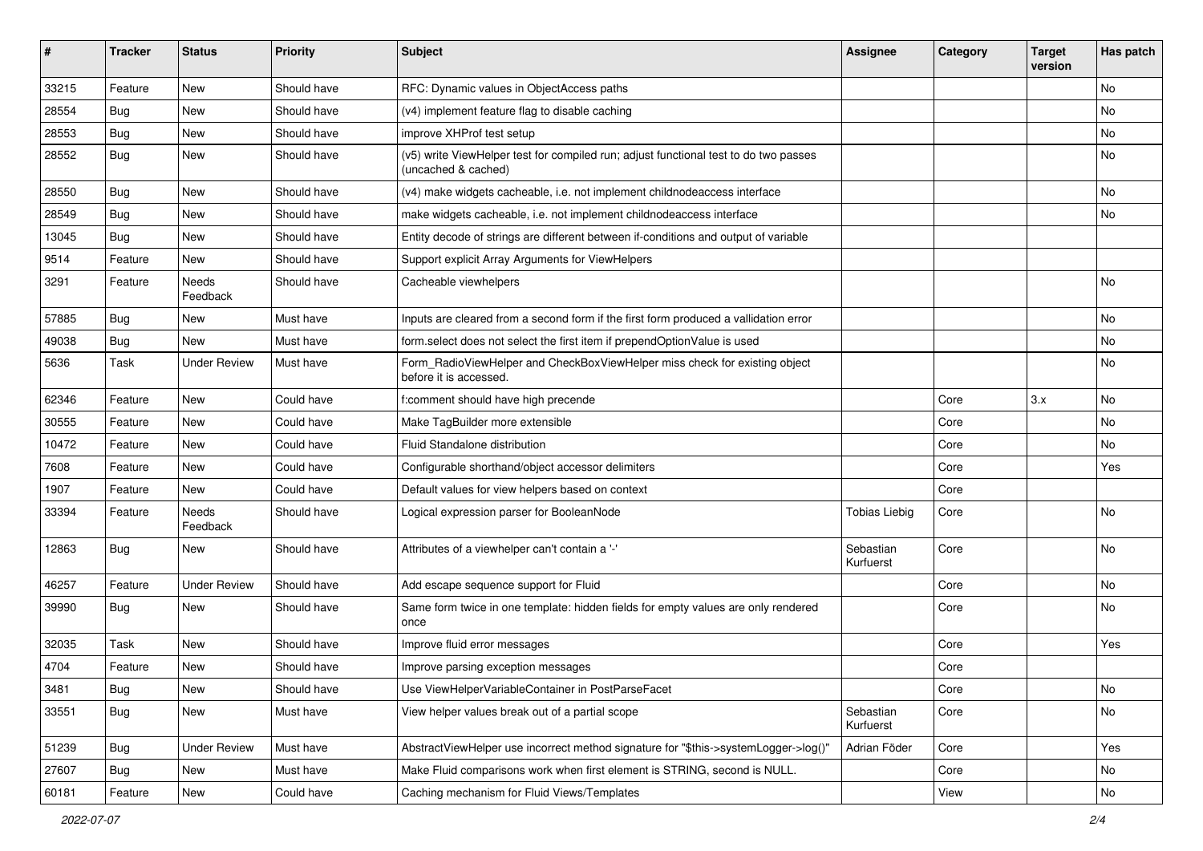| # | Tracker | Status | Priority | Subject | Assignee | Category | Target version | Has patch |
|---|---|---|---|---|---|---|---|---|
| 33215 | Feature | New | Should have | RFC: Dynamic values in ObjectAccess paths | | | | No |
| 28554 | Bug | New | Should have | (v4) implement feature flag to disable caching | | | | No |
| 28553 | Bug | New | Should have | improve XHProf test setup | | | | No |
| 28552 | Bug | New | Should have | (v5) write ViewHelper test for compiled run; adjust functional test to do two passes (uncached & cached) | | | | No |
| 28550 | Bug | New | Should have | (v4) make widgets cacheable, i.e. not implement childnodeaccess interface | | | | No |
| 28549 | Bug | New | Should have | make widgets cacheable, i.e. not implement childnodeaccess interface | | | | No |
| 13045 | Bug | New | Should have | Entity decode of strings are different between if-conditions and output of variable | | | | |
| 9514 | Feature | New | Should have | Support explicit Array Arguments for ViewHelpers | | | | |
| 3291 | Feature | Needs Feedback | Should have | Cacheable viewhelpers | | | | No |
| 57885 | Bug | New | Must have | Inputs are cleared from a second form if the first form produced a vallidation error | | | | No |
| 49038 | Bug | New | Must have | form.select does not select the first item if prependOptionValue is used | | | | No |
| 5636 | Task | Under Review | Must have | Form_RadioViewHelper and CheckBoxViewHelper miss check for existing object before it is accessed. | | | | No |
| 62346 | Feature | New | Could have | f:comment should have high precende | | Core | 3.x | No |
| 30555 | Feature | New | Could have | Make TagBuilder more extensible | | Core | | No |
| 10472 | Feature | New | Could have | Fluid Standalone distribution | | Core | | No |
| 7608 | Feature | New | Could have | Configurable shorthand/object accessor delimiters | | Core | | Yes |
| 1907 | Feature | New | Could have | Default values for view helpers based on context | | Core | | |
| 33394 | Feature | Needs Feedback | Should have | Logical expression parser for BooleanNode | Tobias Liebig | Core | | No |
| 12863 | Bug | New | Should have | Attributes of a viewhelper can't contain a '-' | Sebastian Kurfuerst | Core | | No |
| 46257 | Feature | Under Review | Should have | Add escape sequence support for Fluid | | Core | | No |
| 39990 | Bug | New | Should have | Same form twice in one template: hidden fields for empty values are only rendered once | | Core | | No |
| 32035 | Task | New | Should have | Improve fluid error messages | | Core | | Yes |
| 4704 | Feature | New | Should have | Improve parsing exception messages | | Core | | |
| 3481 | Bug | New | Should have | Use ViewHelperVariableContainer in PostParseFacet | | Core | | No |
| 33551 | Bug | New | Must have | View helper values break out of a partial scope | Sebastian Kurfuerst | Core | | No |
| 51239 | Bug | Under Review | Must have | AbstractViewHelper use incorrect method signature for "$this->systemLogger->log()" | Adrian Föder | Core | | Yes |
| 27607 | Bug | New | Must have | Make Fluid comparisons work when first element is STRING, second is NULL. | | Core | | No |
| 60181 | Feature | New | Could have | Caching mechanism for Fluid Views/Templates | | View | | No |

*2022-07-07*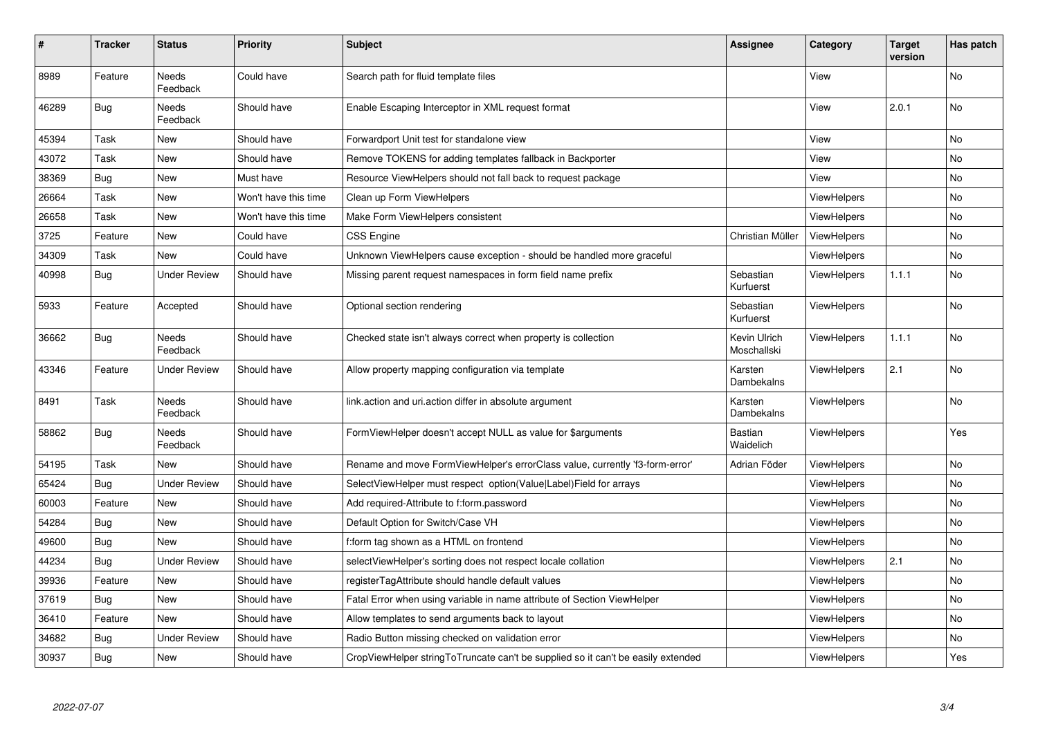| # | Tracker | Status | Priority | Subject | Assignee | Category | Target version | Has patch |
|---|---|---|---|---|---|---|---|---|
| 8989 | Feature | Needs Feedback | Could have | Search path for fluid template files | | View | | No |
| 46289 | Bug | Needs Feedback | Should have | Enable Escaping Interceptor in XML request format | | View | 2.0.1 | No |
| 45394 | Task | New | Should have | Forwardport Unit test for standalone view | | View | | No |
| 43072 | Task | New | Should have | Remove TOKENS for adding templates fallback in Backporter | | View | | No |
| 38369 | Bug | New | Must have | Resource ViewHelpers should not fall back to request package | | View | | No |
| 26664 | Task | New | Won't have this time | Clean up Form ViewHelpers | | ViewHelpers | | No |
| 26658 | Task | New | Won't have this time | Make Form ViewHelpers consistent | | ViewHelpers | | No |
| 3725 | Feature | New | Could have | CSS Engine | Christian Müller | ViewHelpers | | No |
| 34309 | Task | New | Could have | Unknown ViewHelpers cause exception - should be handled more graceful | | ViewHelpers | | No |
| 40998 | Bug | Under Review | Should have | Missing parent request namespaces in form field name prefix | Sebastian Kurfuerst | ViewHelpers | 1.1.1 | No |
| 5933 | Feature | Accepted | Should have | Optional section rendering | Sebastian Kurfuerst | ViewHelpers | | No |
| 36662 | Bug | Needs Feedback | Should have | Checked state isn't always correct when property is collection | Kevin Ulrich Moschallski | ViewHelpers | 1.1.1 | No |
| 43346 | Feature | Under Review | Should have | Allow property mapping configuration via template | Karsten Dambekalns | ViewHelpers | 2.1 | No |
| 8491 | Task | Needs Feedback | Should have | link.action and uri.action differ in absolute argument | Karsten Dambekalns | ViewHelpers | | No |
| 58862 | Bug | Needs Feedback | Should have | FormViewHelper doesn't accept NULL as value for $arguments | Bastian Waidelich | ViewHelpers | | Yes |
| 54195 | Task | New | Should have | Rename and move FormViewHelper's errorClass value, currently 'f3-form-error' | Adrian Föder | ViewHelpers | | No |
| 65424 | Bug | Under Review | Should have | SelectViewHelper must respect option(Value\|Label)Field for arrays | | ViewHelpers | | No |
| 60003 | Feature | New | Should have | Add required-Attribute to f:form.password | | ViewHelpers | | No |
| 54284 | Bug | New | Should have | Default Option for Switch/Case VH | | ViewHelpers | | No |
| 49600 | Bug | New | Should have | f:form tag shown as a HTML on frontend | | ViewHelpers | | No |
| 44234 | Bug | Under Review | Should have | selectViewHelper's sorting does not respect locale collation | | ViewHelpers | 2.1 | No |
| 39936 | Feature | New | Should have | registerTagAttribute should handle default values | | ViewHelpers | | No |
| 37619 | Bug | New | Should have | Fatal Error when using variable in name attribute of Section ViewHelper | | ViewHelpers | | No |
| 36410 | Feature | New | Should have | Allow templates to send arguments back to layout | | ViewHelpers | | No |
| 34682 | Bug | Under Review | Should have | Radio Button missing checked on validation error | | ViewHelpers | | No |
| 30937 | Bug | New | Should have | CropViewHelper stringToTruncate can't be supplied so it can't be easily extended | | ViewHelpers | | Yes |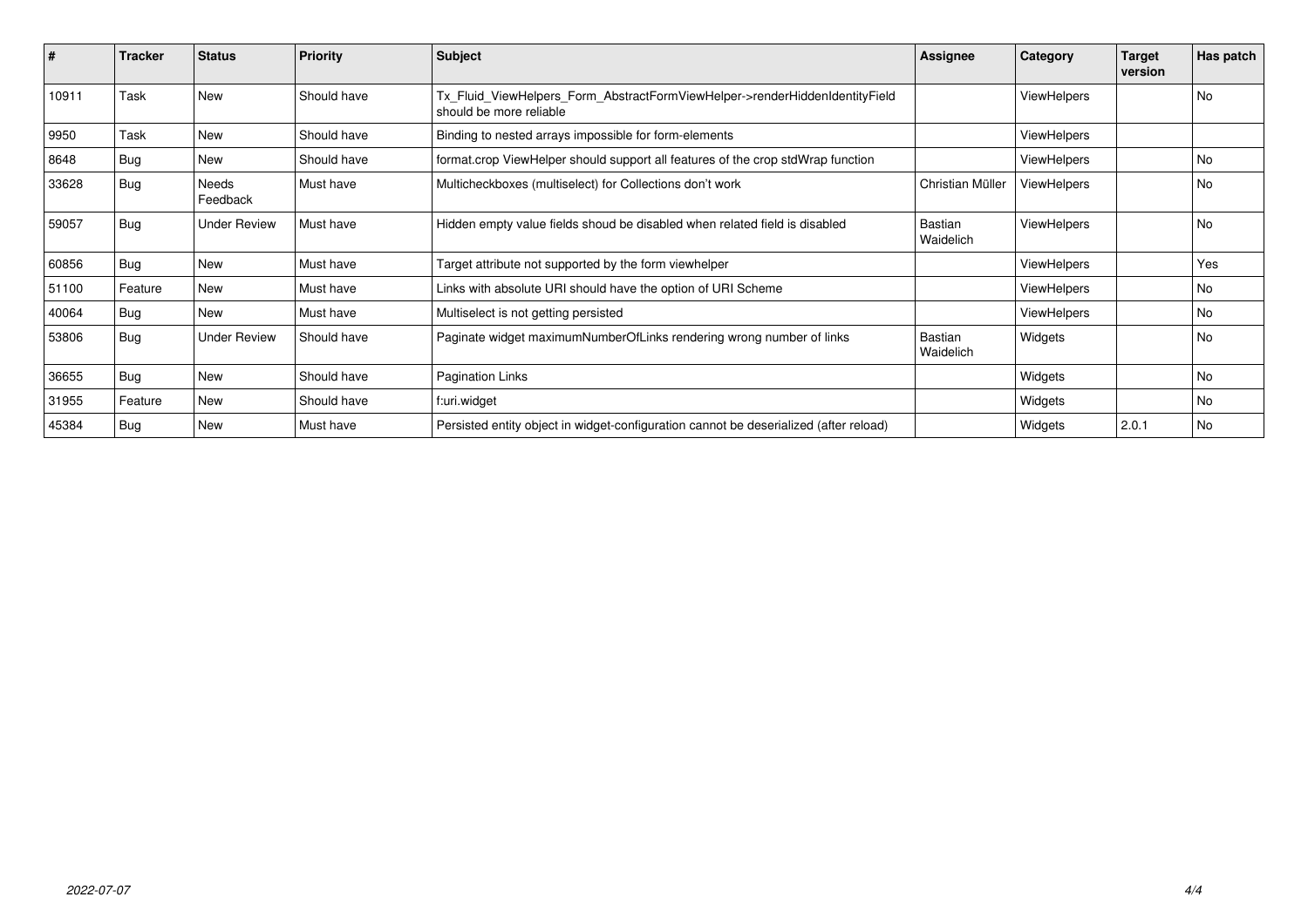| # | Tracker | Status | Priority | Subject | Assignee | Category | Target version | Has patch |
|---|---|---|---|---|---|---|---|---|
| 10911 | Task | New | Should have | Tx_Fluid_ViewHelpers_Form_AbstractFormViewHelper->renderHiddenIdentityField should be more reliable | | ViewHelpers | | No |
| 9950 | Task | New | Should have | Binding to nested arrays impossible for form-elements | | ViewHelpers | | |
| 8648 | Bug | New | Should have | format.crop ViewHelper should support all features of the crop stdWrap function | | ViewHelpers | | No |
| 33628 | Bug | Needs Feedback | Must have | Multicheckboxes (multiselect) for Collections don't work | Christian Müller | ViewHelpers | | No |
| 59057 | Bug | Under Review | Must have | Hidden empty value fields shoud be disabled when related field is disabled | Bastian Waidelich | ViewHelpers | | No |
| 60856 | Bug | New | Must have | Target attribute not supported by the form viewhelper | | ViewHelpers | | Yes |
| 51100 | Feature | New | Must have | Links with absolute URI should have the option of URI Scheme | | ViewHelpers | | No |
| 40064 | Bug | New | Must have | Multiselect is not getting persisted | | ViewHelpers | | No |
| 53806 | Bug | Under Review | Should have | Paginate widget maximumNumberOfLinks rendering wrong number of links | Bastian Waidelich | Widgets | | No |
| 36655 | Bug | New | Should have | Pagination Links | | Widgets | | No |
| 31955 | Feature | New | Should have | f:uri.widget | | Widgets | | No |
| 45384 | Bug | New | Must have | Persisted entity object in widget-configuration cannot be deserialized (after reload) | | Widgets | 2.0.1 | No |

*2022-07-07*